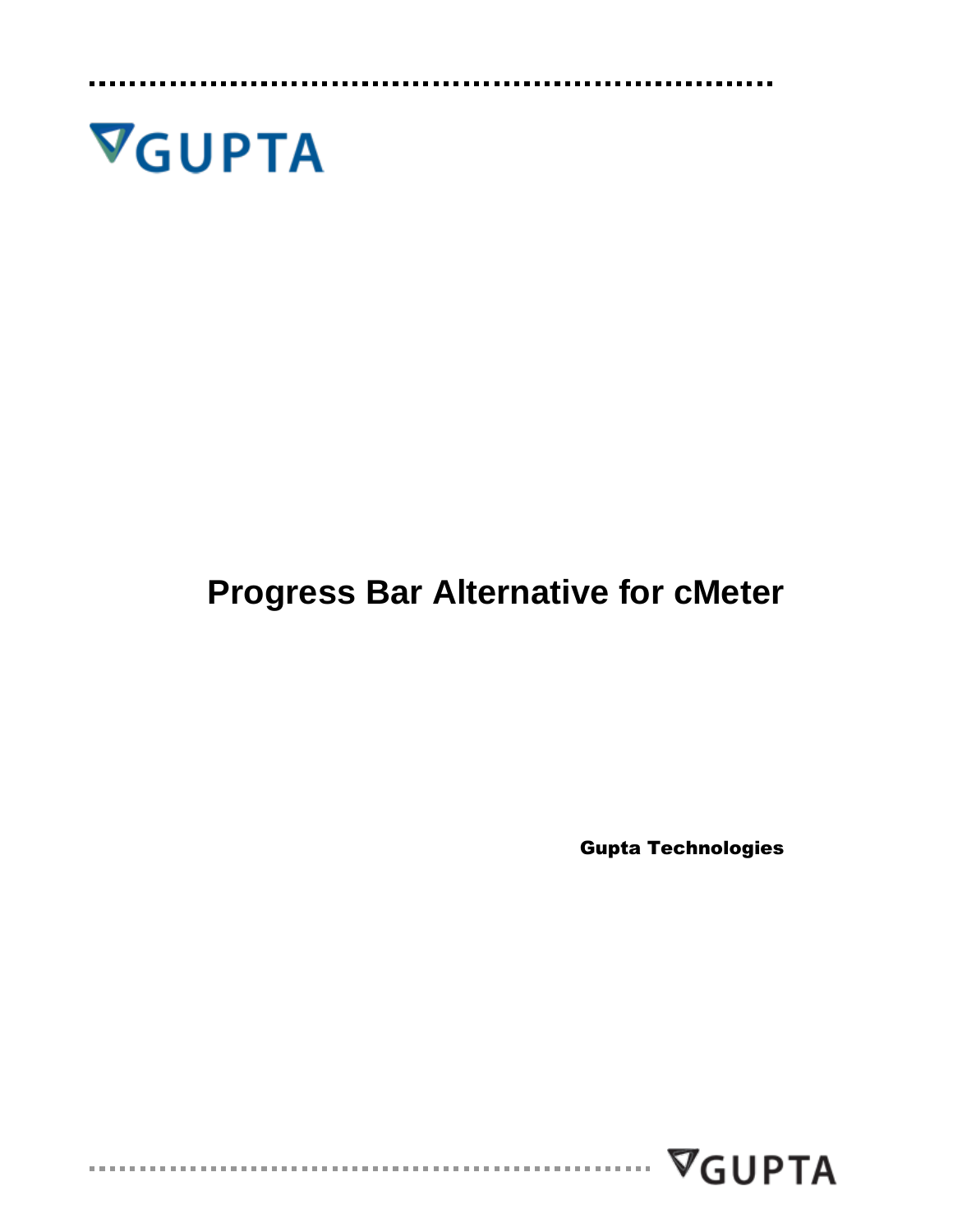GUPTA

# Progress Bar Alternative for cMeter

**Gupta Technologies**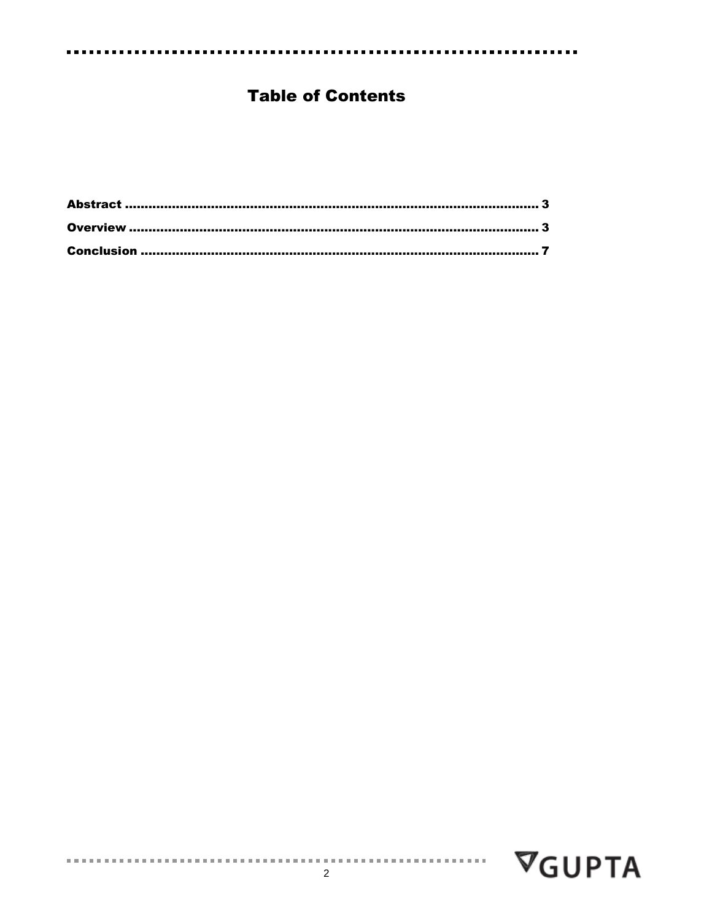# Table of Contents

**Abstract** ........................................................................................................ **3**

**Overview** ........................................................................................................ **3**

**Conclusion** ..................................................................................................... **7**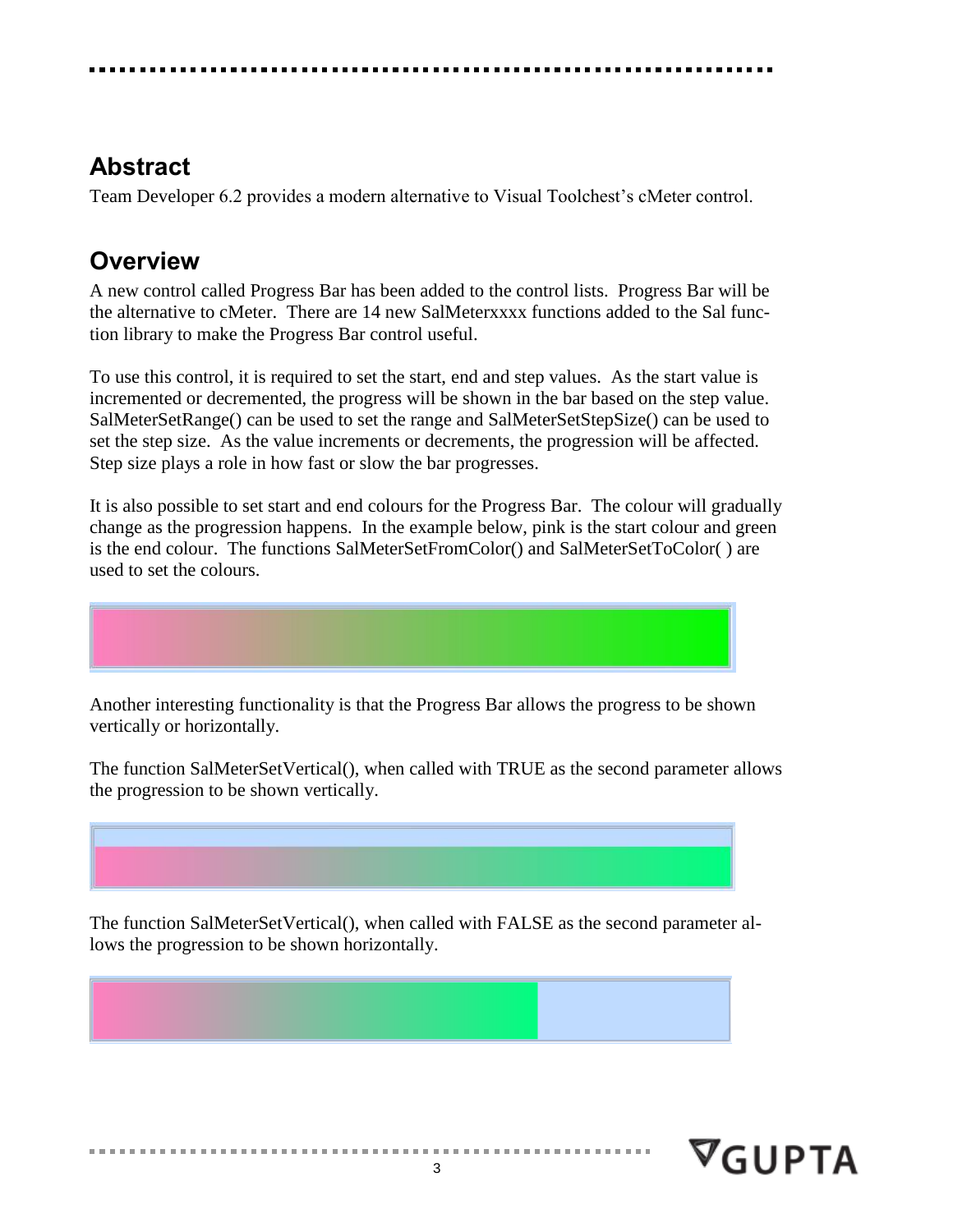## Abstract

Team Developer 6.2 provides a modern alternative to Visual Toolchest's cMeter control.

## Overview

A new control called Progress Bar has been added to the control lists. Progress Bar will be the alternative to cMeter. There are 14 new SalMeterxxxx functions added to the Sal function library to make the Progress Bar control useful.

To use this control, it is required to set the start, end and step values. As the start value is incremented or decremented, the progress will be shown in the bar based on the step value. SalMeterSetRange() can be used to set the range and SalMeterSetStepSize() can be used to set the step size. As the value increments or decrements, the progression will be affected. Step size plays a role in how fast or slow the bar progresses.

It is also possible to set start and end colours for the Progress Bar. The colour will gradually change as the progression happens. In the example below, pink is the start colour and green is the end colour. The functions SalMeterSetFromColor() and SalMeterSetToColor( ) are used to set the colours.

Another interesting functionality is that the Progress Bar allows the progress to be shown vertically or horizontally.

The function SalMeterSetVertical(), when called with TRUE as the second parameter allows the progression to be shown vertically.

The function SalMeterSetVertical(), when called with FALSE as the second parameter allows the progression to be shown horizontally.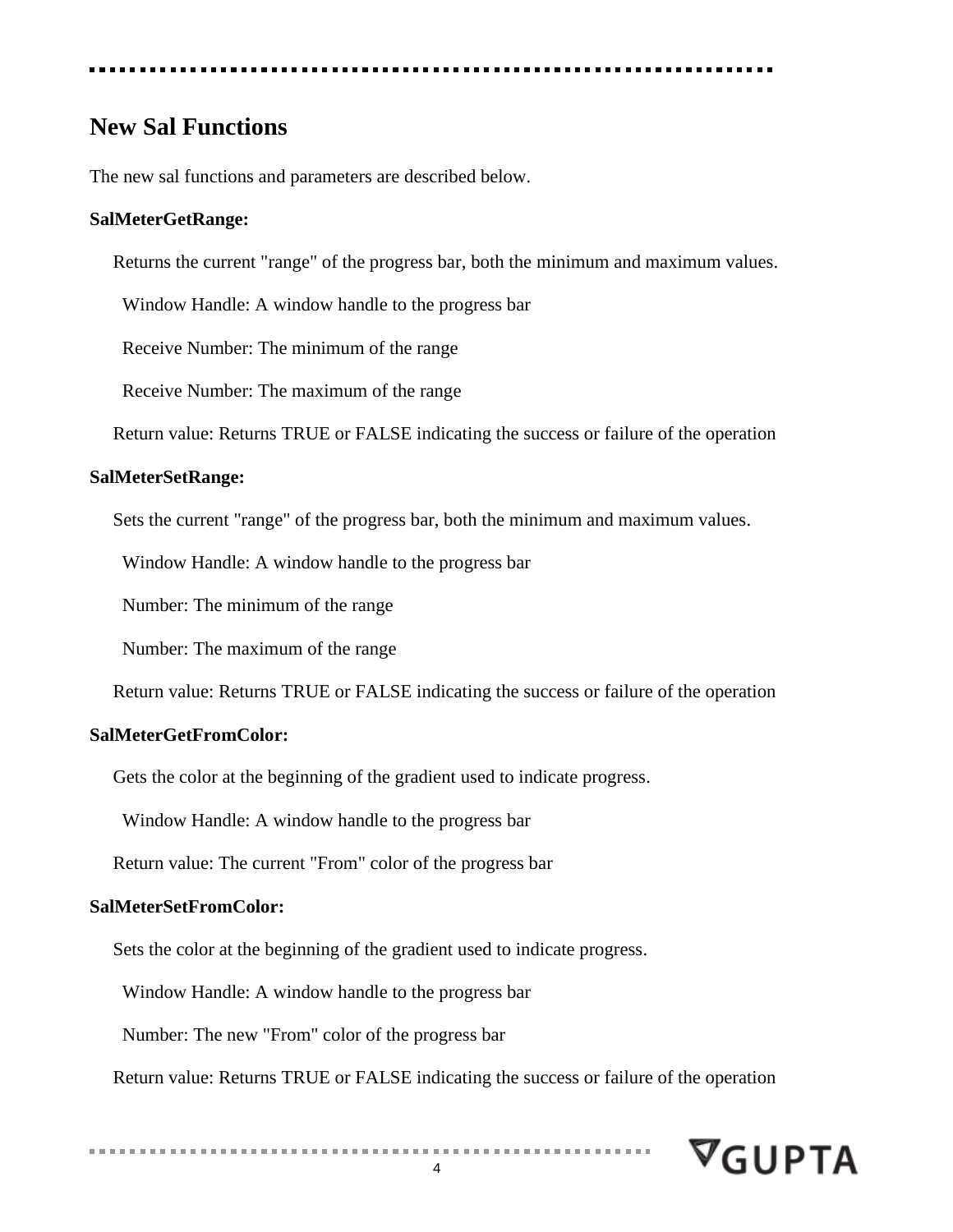## New Sal Functions

The new sal functions and parameters are described below.

**SalMeterGetRange:**

Returns the current "range" of the progress bar, both the minimum and maximum values.

Window Handle: A window handle to the progress bar

Receive Number: The minimum of the range

Receive Number: The maximum of the range

Return value: Returns TRUE or FALSE indicating the success or failure of the operation

**SalMeterSetRange:**

Sets the current "range" of the progress bar, both the minimum and maximum values.

Window Handle: A window handle to the progress bar

Number: The minimum of the range

Number: The maximum of the range

Return value: Returns TRUE or FALSE indicating the success or failure of the operation

**SalMeterGetFromColor:**

Gets the color at the beginning of the gradient used to indicate progress.

Window Handle: A window handle to the progress bar

Return value: The current "From" color of the progress bar

**SalMeterSetFromColor:**

Sets the color at the beginning of the gradient used to indicate progress.

Window Handle: A window handle to the progress bar

Number: The new "From" color of the progress bar

Return value: Returns TRUE or FALSE indicating the success or failure of the operation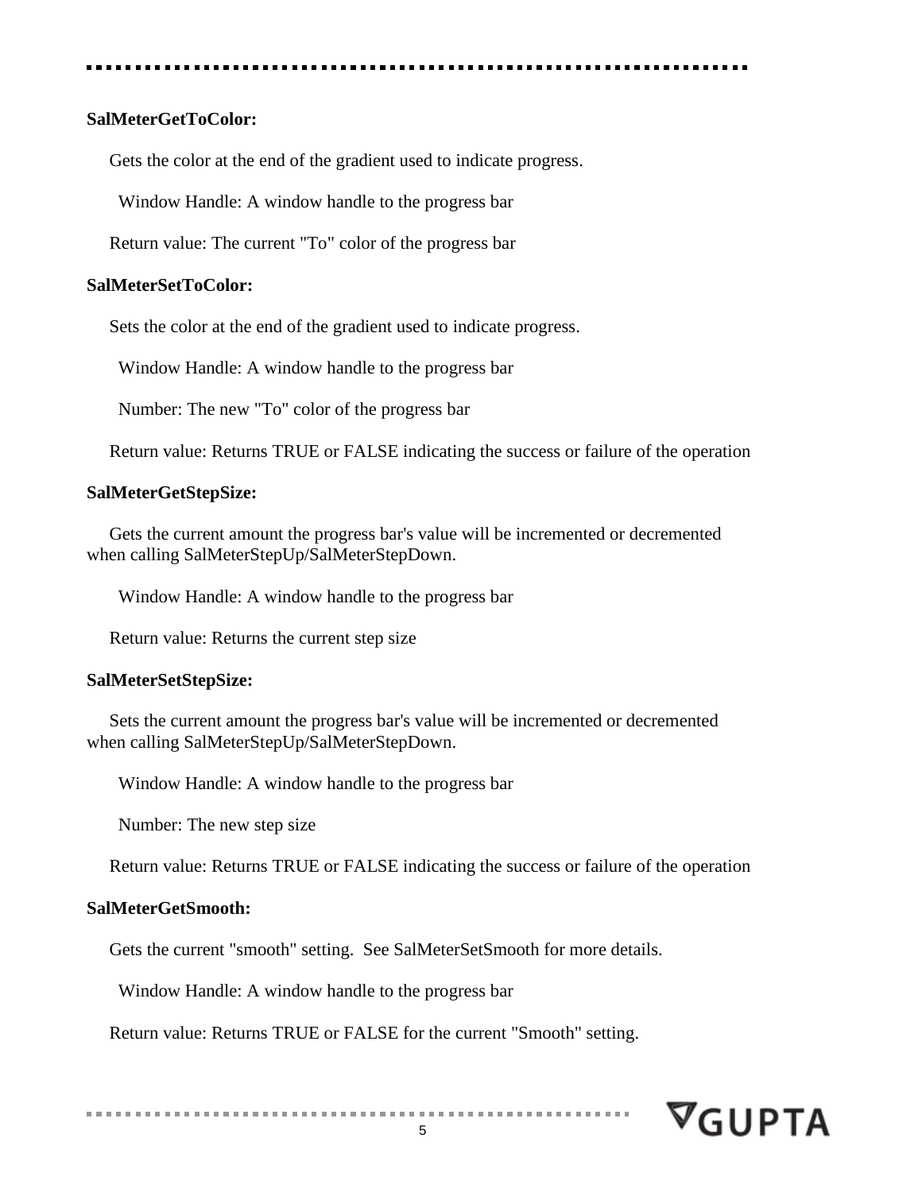**SalMeterGetToColor:**

Gets the color at the end of the gradient used to indicate progress.

Window Handle: A window handle to the progress bar

Return value: The current "To" color of the progress bar

**SalMeterSetToColor:**

Sets the color at the end of the gradient used to indicate progress.

Window Handle: A window handle to the progress bar

Number: The new "To" color of the progress bar

Return value: Returns TRUE or FALSE indicating the success or failure of the operation

**SalMeterGetStepSize:**

Gets the current amount the progress bar's value will be incremented or decremented when calling SalMeterStepUp/SalMeterStepDown.

Window Handle: A window handle to the progress bar

Return value: Returns the current step size

**SalMeterSetStepSize:**

Sets the current amount the progress bar's value will be incremented or decremented when calling SalMeterStepUp/SalMeterStepDown.

Window Handle: A window handle to the progress bar

Number: The new step size

Return value: Returns TRUE or FALSE indicating the success or failure of the operation

**SalMeterGetSmooth:**

Gets the current "smooth" setting. See SalMeterSetSmooth for more details.

Window Handle: A window handle to the progress bar

Return value: Returns TRUE or FALSE for the current "Smooth" setting.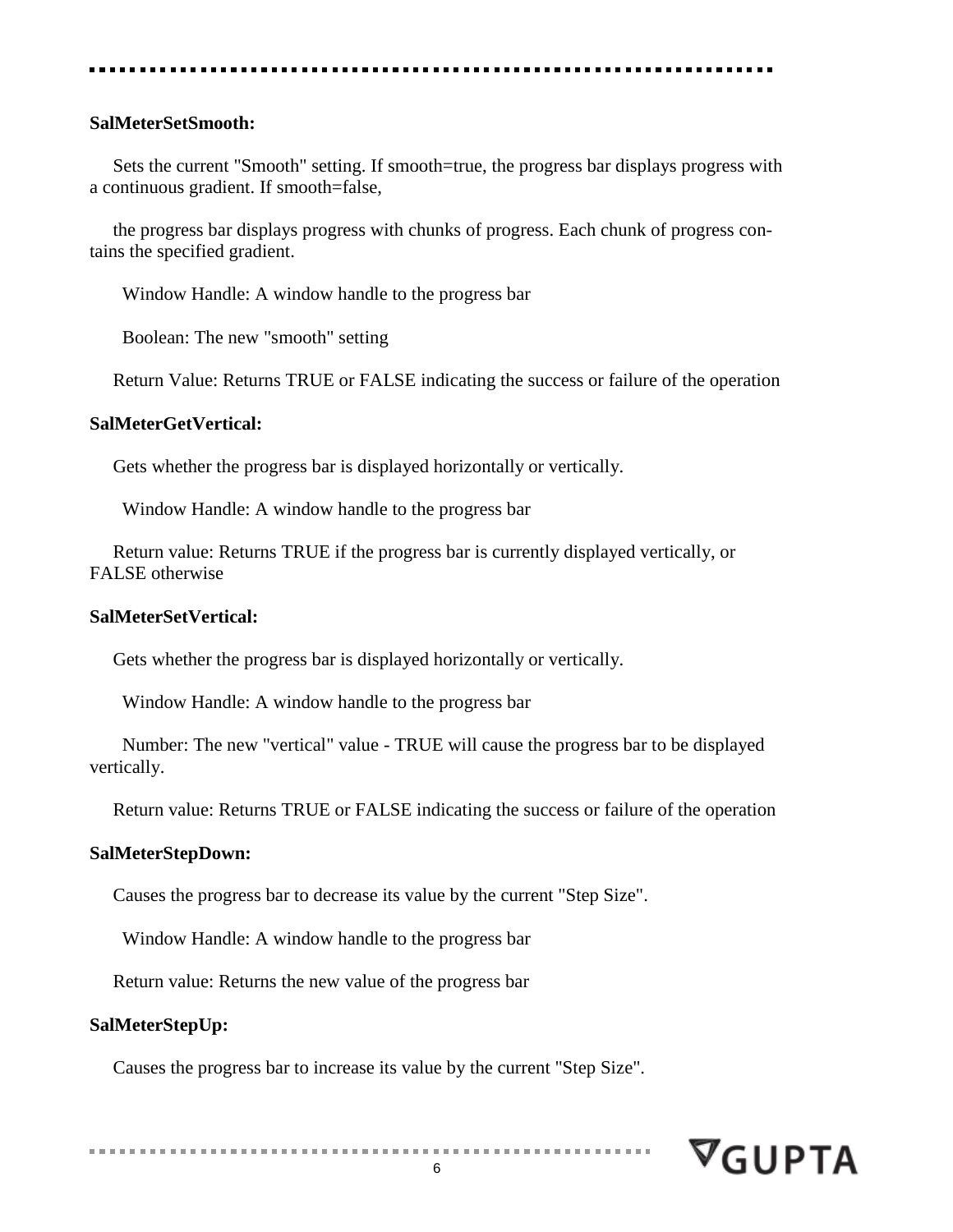**SalMeterSetSmooth:**

Sets the current "Smooth" setting. If smooth=true, the progress bar displays progress with a continuous gradient. If smooth=false,

the progress bar displays progress with chunks of progress. Each chunk of progress contains the specified gradient.

Window Handle: A window handle to the progress bar

Boolean: The new "smooth" setting

Return Value: Returns TRUE or FALSE indicating the success or failure of the operation

**SalMeterGetVertical:**

Gets whether the progress bar is displayed horizontally or vertically.

Window Handle: A window handle to the progress bar

Return value: Returns TRUE if the progress bar is currently displayed vertically, or FALSE otherwise

**SalMeterSetVertical:**

Gets whether the progress bar is displayed horizontally or vertically.

Window Handle: A window handle to the progress bar

Number: The new "vertical" value - TRUE will cause the progress bar to be displayed vertically.

Return value: Returns TRUE or FALSE indicating the success or failure of the operation

**SalMeterStepDown:**

Causes the progress bar to decrease its value by the current "Step Size".

Window Handle: A window handle to the progress bar

Return value: Returns the new value of the progress bar

**SalMeterStepUp:**

Causes the progress bar to increase its value by the current "Step Size".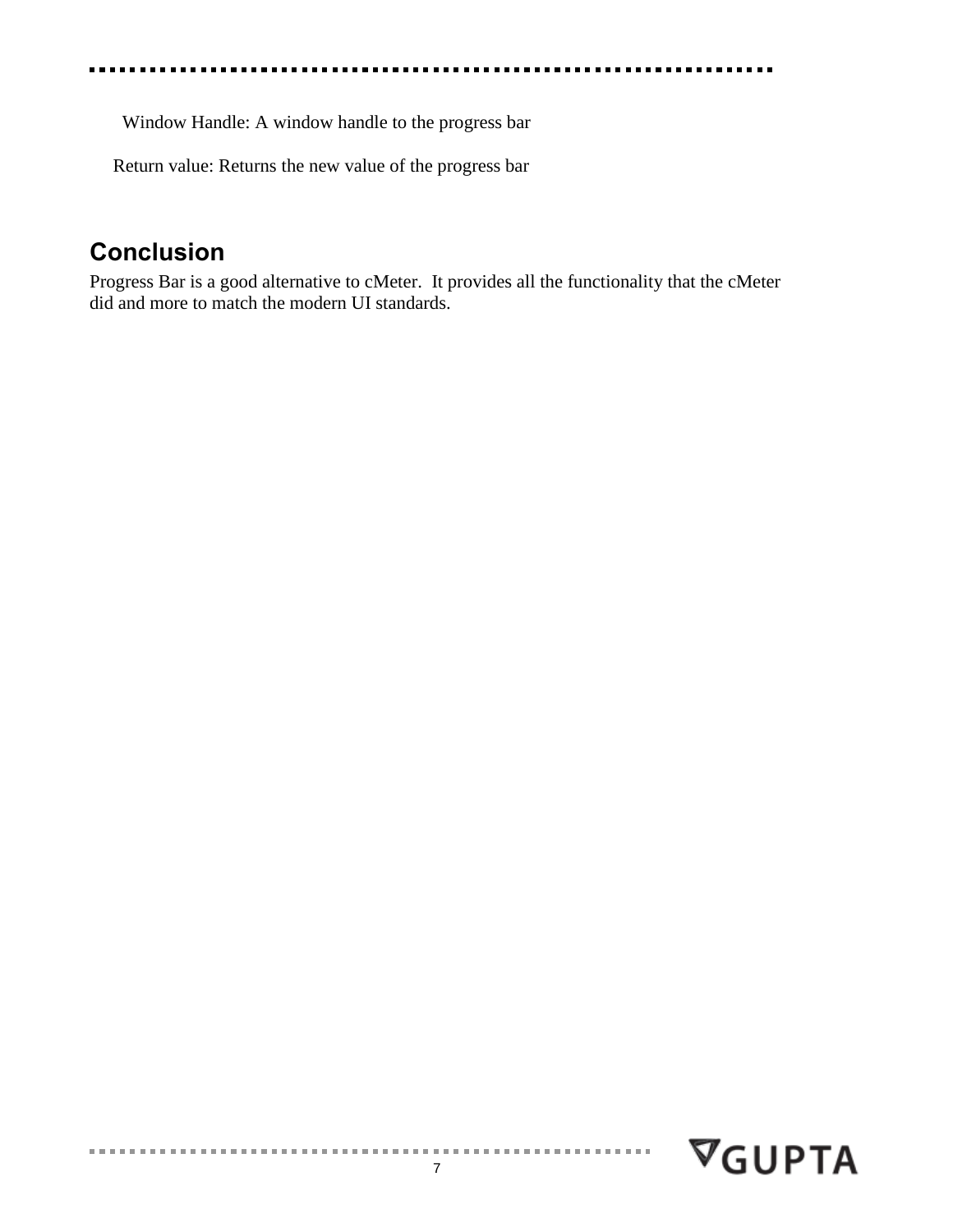Window Handle: A window handle to the progress bar

Return value: Returns the new value of the progress bar

## Conclusion

Progress Bar is a good alternative to cMeter. It provides all the functionality that the cMeter did and more to match the modern UI standards.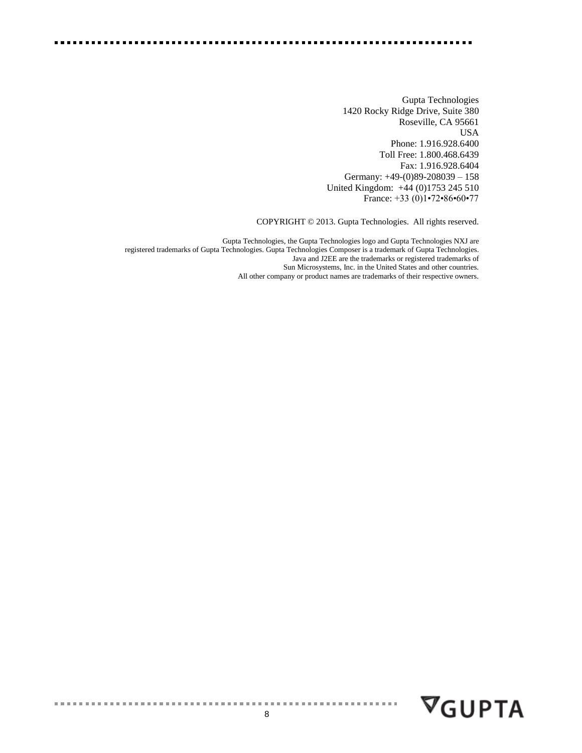Gupta Technologies
1420 Rocky Ridge Drive, Suite 380
Roseville, CA 95661
USA
Phone: 1.916.928.6400
Toll Free: 1.800.468.6439
Fax: 1.916.928.6404
Germany: +49-(0)89-208039 – 158
United Kingdom: +44 (0)1753 245 510
France: +33 (0)1•72•86•60•77

COPYRIGHT © 2013. Gupta Technologies. All rights reserved.

Gupta Technologies, the Gupta Technologies logo and Gupta Technologies NXJ are registered trademarks of Gupta Technologies. Gupta Technologies Composer is a trademark of Gupta Technologies. Java and J2EE are the trademarks or registered trademarks of Sun Microsystems, Inc. in the United States and other countries. All other company or product names are trademarks of their respective owners.